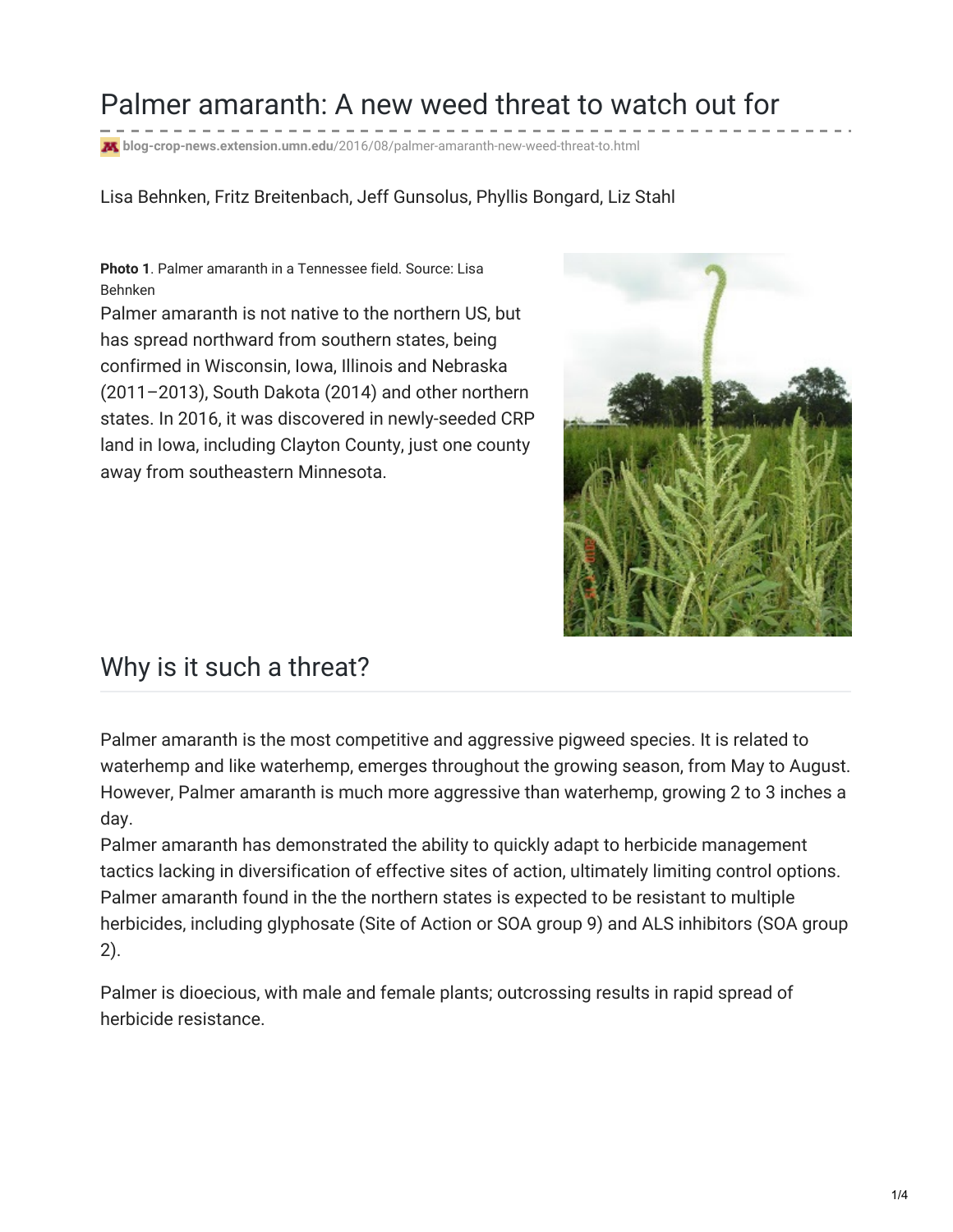# Palmer amaranth: A new weed threat to watch out for

blog-crop-news.extension.umn.edu/2016/08/palmer-amaranth-new-weed-threat-to.html

Lisa Behnken, Fritz Breitenbach, Jeff Gunsolus, Phyllis Bongard, Liz Stahl

**Photo 1**. Palmer amaranth in a Tennessee field. Source: Lisa Behnken

Palmer amaranth is not native to the northern US, but has spread northward from southern states, being confirmed in Wisconsin, Iowa, Illinois and Nebraska (2011–2013), South Dakota (2014) and other northern states. In 2016, it was discovered in newly-seeded CRP land in Iowa, including Clayton County, just one county away from southeastern Minnesota.

## Why is it such a threat?

Palmer amaranth is the most competitive and aggressive pigweed species. It is related to waterhemp and like waterhemp, emerges throughout the growing season, from May to August. However, Palmer amaranth is much more aggressive than waterhemp, growing 2 to 3 inches a day.

Palmer amaranth has demonstrated the ability to quickly adapt to herbicide management tactics lacking in diversification of effective sites of action, ultimately limiting control options. Palmer amaranth found in the the northern states is expected to be resistant to multiple herbicides, including glyphosate (Site of Action or SOA group 9) and ALS inhibitors (SOA group 2).

Palmer is dioecious, with male and female plants; outcrossing results in rapid spread of herbicide resistance.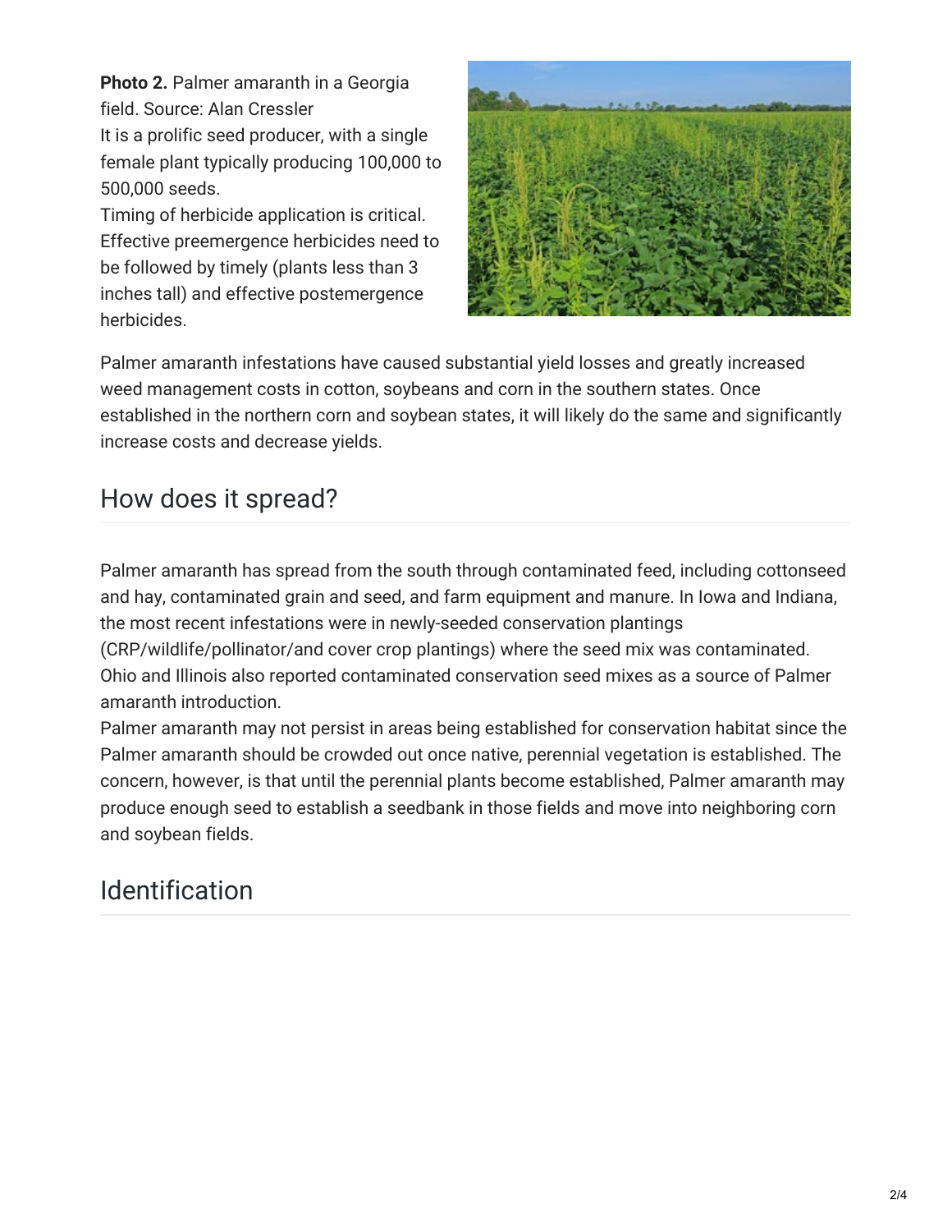**Photo 2.** Palmer amaranth in a Georgia field. Source: Alan Cressler

It is a prolific seed producer, with a single female plant typically producing 100,000 to 500,000 seeds.

Timing of herbicide application is critical. Effective preemergence herbicides need to be followed by timely (plants less than 3 inches tall) and effective postemergence herbicides.

Palmer amaranth infestations have caused substantial yield losses and greatly increased weed management costs in cotton, soybeans and corn in the southern states. Once established in the northern corn and soybean states, it will likely do the same and significantly increase costs and decrease yields.

## How does it spread?

Palmer amaranth has spread from the south through contaminated feed, including cottonseed and hay, contaminated grain and seed, and farm equipment and manure. In Iowa and Indiana, the most recent infestations were in newly-seeded conservation plantings (CRP/wildlife/pollinator/and cover crop plantings) where the seed mix was contaminated. Ohio and Illinois also reported contaminated conservation seed mixes as a source of Palmer amaranth introduction.

Palmer amaranth may not persist in areas being established for conservation habitat since the Palmer amaranth should be crowded out once native, perennial vegetation is established. The concern, however, is that until the perennial plants become established, Palmer amaranth may produce enough seed to establish a seedbank in those fields and move into neighboring corn and soybean fields.

## Identification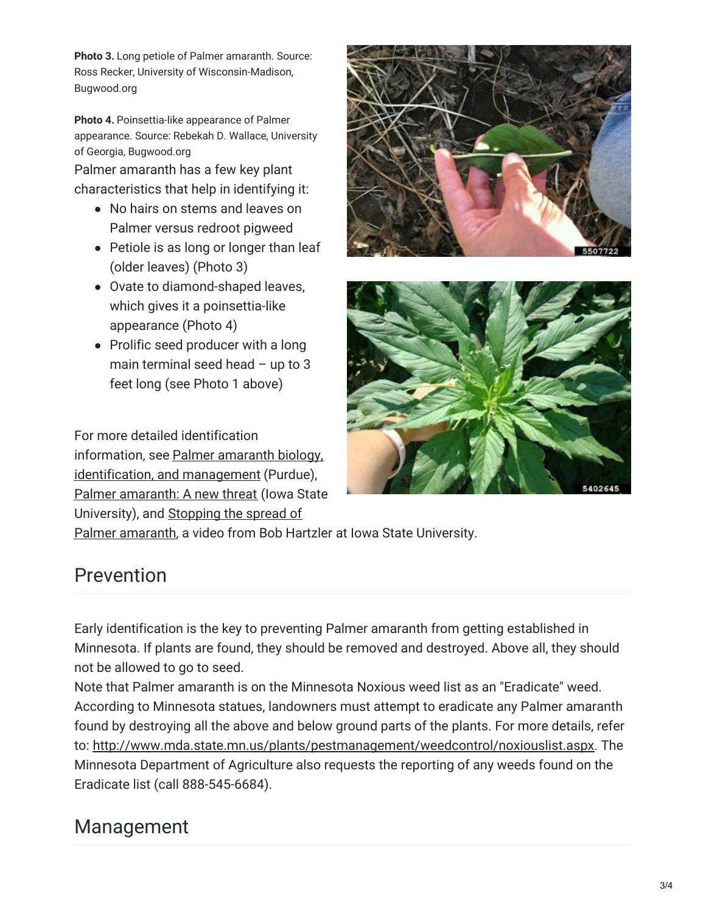**Photo 3.** Long petiole of Palmer amaranth. Source: Ross Recker, University of Wisconsin-Madison, Bugwood.org

**Photo 4.** Poinsettia-like appearance of Palmer appearance. Source: Rebekah D. Wallace, University of Georgia, Bugwood.org

Palmer amaranth has a few key plant characteristics that help in identifying it:

- No hairs on stems and leaves on Palmer versus redroot pigweed
- Petiole is as long or longer than leaf (older leaves) (Photo 3)
- Ovate to diamond-shaped leaves, which gives it a poinsettia-like appearance (Photo 4)
- Prolific seed producer with a long main terminal seed head – up to 3 feet long (see Photo 1 above)

For more detailed identification information, see Palmer amaranth biology, identification, and management (Purdue), Palmer amaranth: A new threat (Iowa State University), and Stopping the spread of Palmer amaranth, a video from Bob Hartzler at Iowa State University.

## Prevention

Early identification is the key to preventing Palmer amaranth from getting established in Minnesota. If plants are found, they should be removed and destroyed. Above all, they should not be allowed to go to seed.

Note that Palmer amaranth is on the Minnesota Noxious weed list as an "Eradicate" weed. According to Minnesota statues, landowners must attempt to eradicate any Palmer amaranth found by destroying all the above and below ground parts of the plants. For more details, refer to: http://www.mda.state.mn.us/plants/pestmanagement/weedcontrol/noxiouslist.aspx. The Minnesota Department of Agriculture also requests the reporting of any weeds found on the Eradicate list (call 888-545-6684).

## Management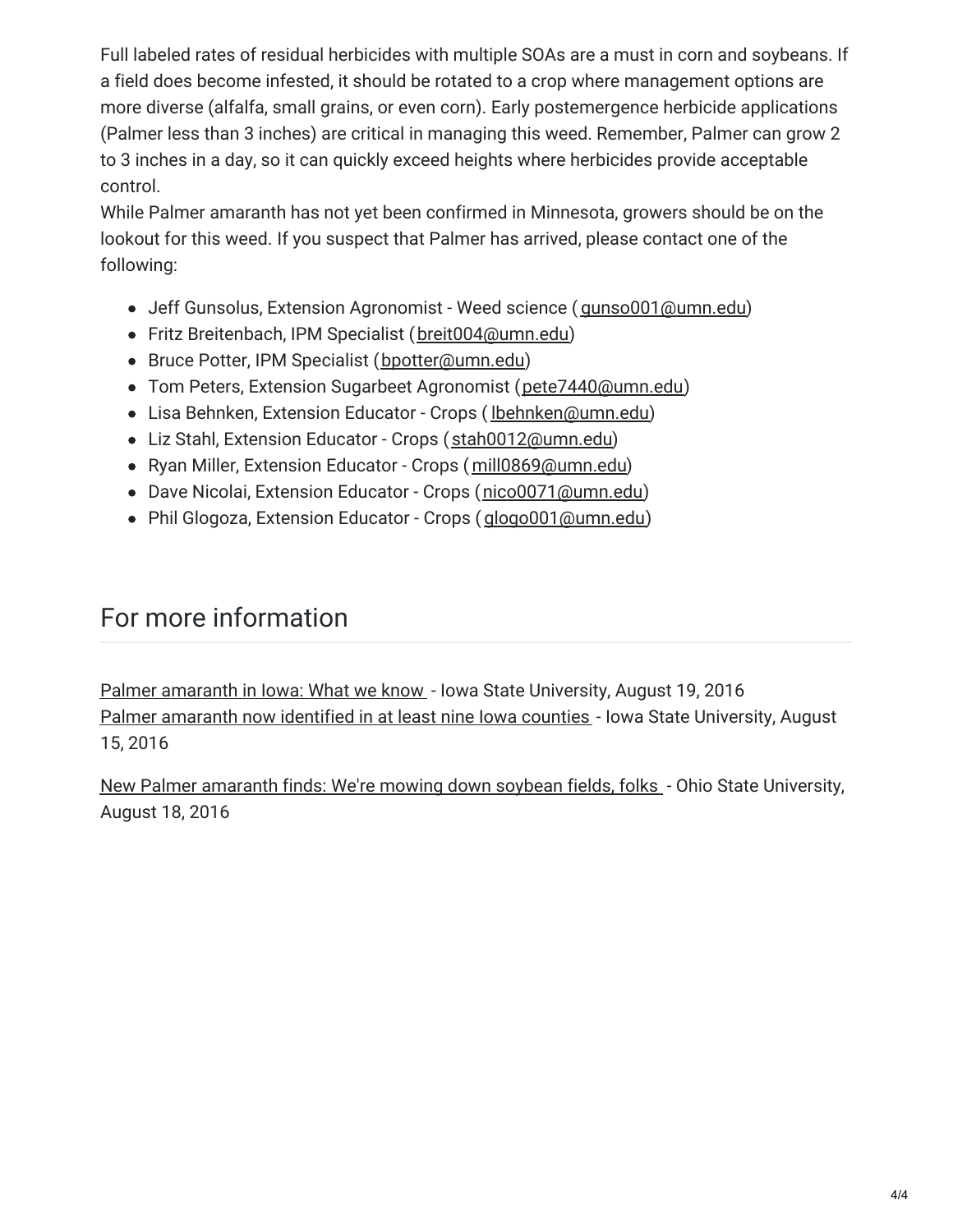Full labeled rates of residual herbicides with multiple SOAs are a must in corn and soybeans. If a field does become infested, it should be rotated to a crop where management options are more diverse (alfalfa, small grains, or even corn). Early postemergence herbicide applications (Palmer less than 3 inches) are critical in managing this weed. Remember, Palmer can grow 2 to 3 inches in a day, so it can quickly exceed heights where herbicides provide acceptable control.

While Palmer amaranth has not yet been confirmed in Minnesota, growers should be on the lookout for this weed. If you suspect that Palmer has arrived, please contact one of the following:

- Jeff Gunsolus, Extension Agronomist - Weed science ( gunso001@umn.edu)
- Fritz Breitenbach, IPM Specialist (breit004@umn.edu)
- Bruce Potter, IPM Specialist (bpotter@umn.edu)
- Tom Peters, Extension Sugarbeet Agronomist (pete7440@umn.edu)
- Lisa Behnken, Extension Educator - Crops ( lbehnken@umn.edu)
- Liz Stahl, Extension Educator - Crops ( stah0012@umn.edu)
- Ryan Miller, Extension Educator - Crops ( mill0869@umn.edu)
- Dave Nicolai, Extension Educator - Crops (nico0071@umn.edu)
- Phil Glogoza, Extension Educator - Crops ( glogo001@umn.edu)

## For more information

Palmer amaranth in Iowa: What we know - Iowa State University, August 19, 2016
Palmer amaranth now identified in at least nine Iowa counties - Iowa State University, August 15, 2016

New Palmer amaranth finds: We're mowing down soybean fields, folks - Ohio State University, August 18, 2016